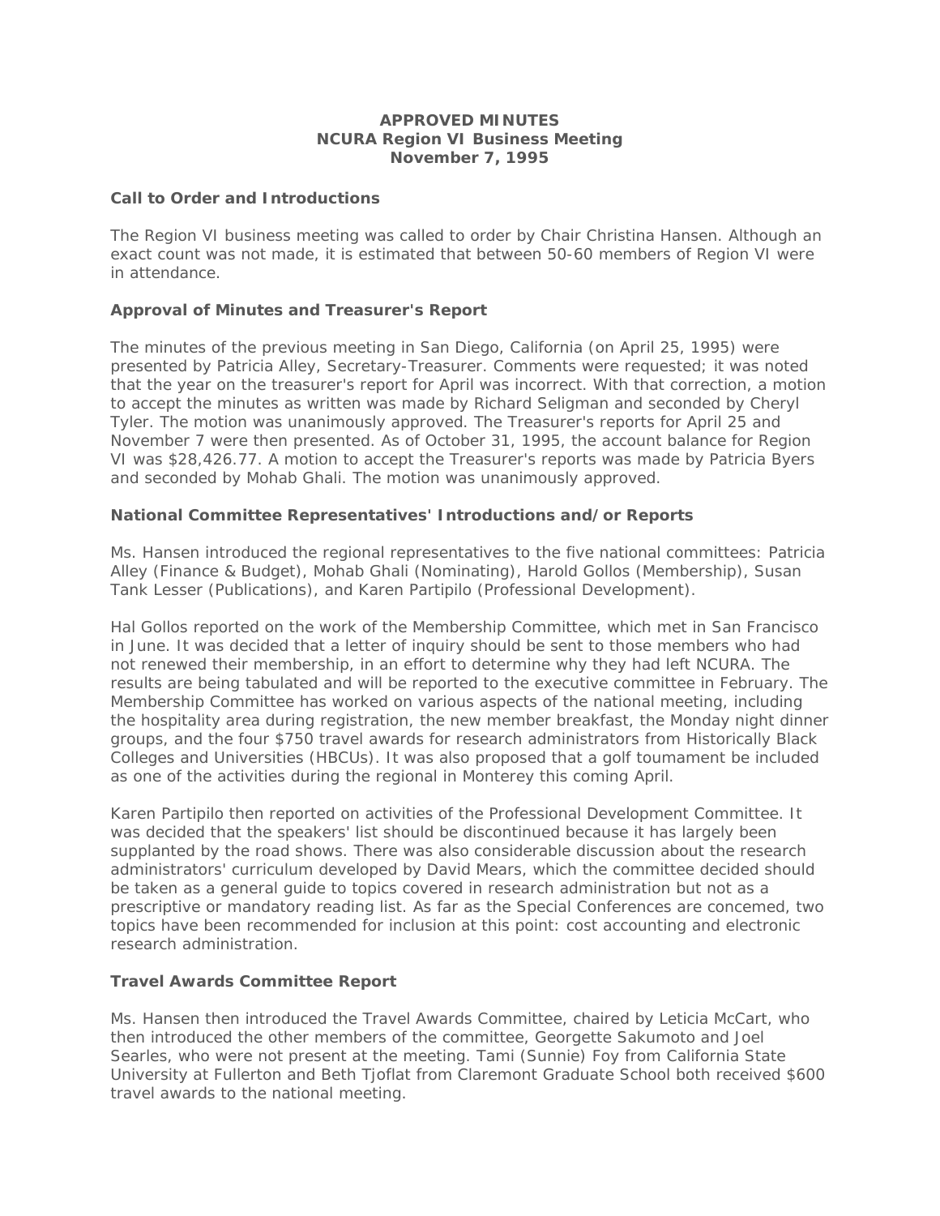**APPROVED MINUTES**
**NCURA Region VI Business Meeting**
**November 7, 1995**

**Call to Order and Introductions**

The Region VI business meeting was called to order by Chair Christina Hansen. Although an exact count was not made, it is estimated that between 50-60 members of Region VI were in attendance.

**Approval of Minutes and Treasurer's Report**

The minutes of the previous meeting in San Diego, California (on April 25, 1995) were presented by Patricia Alley, Secretary-Treasurer. Comments were requested; it was noted that the year on the treasurer's report for April was incorrect. With that correction, a motion to accept the minutes as written was made by Richard Seligman and seconded by Cheryl Tyler. The motion was unanimously approved. The Treasurer's reports for April 25 and November 7 were then presented. As of October 31, 1995, the account balance for Region VI was $28,426.77. A motion to accept the Treasurer's reports was made by Patricia Byers and seconded by Mohab Ghali. The motion was unanimously approved.

**National Committee Representatives' Introductions and/or Reports**

Ms. Hansen introduced the regional representatives to the five national committees: Patricia Alley (Finance & Budget), Mohab Ghali (Nominating), Harold Gollos (Membership), Susan Tank Lesser (Publications), and Karen Partipilo (Professional Development).

Hal Gollos reported on the work of the Membership Committee, which met in San Francisco in June. It was decided that a letter of inquiry should be sent to those members who had not renewed their membership, in an effort to determine why they had left NCURA. The results are being tabulated and will be reported to the executive committee in February. The Membership Committee has worked on various aspects of the national meeting, including the hospitality area during registration, the new member breakfast, the Monday night dinner groups, and the four $750 travel awards for research administrators from Historically Black Colleges and Universities (HBCUs). It was also proposed that a golf toumament be included as one of the activities during the regional in Monterey this coming April.

Karen Partipilo then reported on activities of the Professional Development Committee. It was decided that the speakers' list should be discontinued because it has largely been supplanted by the road shows. There was also considerable discussion about the research administrators' curriculum developed by David Mears, which the committee decided should be taken as a general guide to topics covered in research administration but not as a prescriptive or mandatory reading list. As far as the Special Conferences are concemed, two topics have been recommended for inclusion at this point: cost accounting and electronic research administration.

**Travel Awards Committee Report**

Ms. Hansen then introduced the Travel Awards Committee, chaired by Leticia McCart, who then introduced the other members of the committee, Georgette Sakumoto and Joel Searles, who were not present at the meeting. Tami (Sunnie) Foy from California State University at Fullerton and Beth Tjoflat from Claremont Graduate School both received $600 travel awards to the national meeting.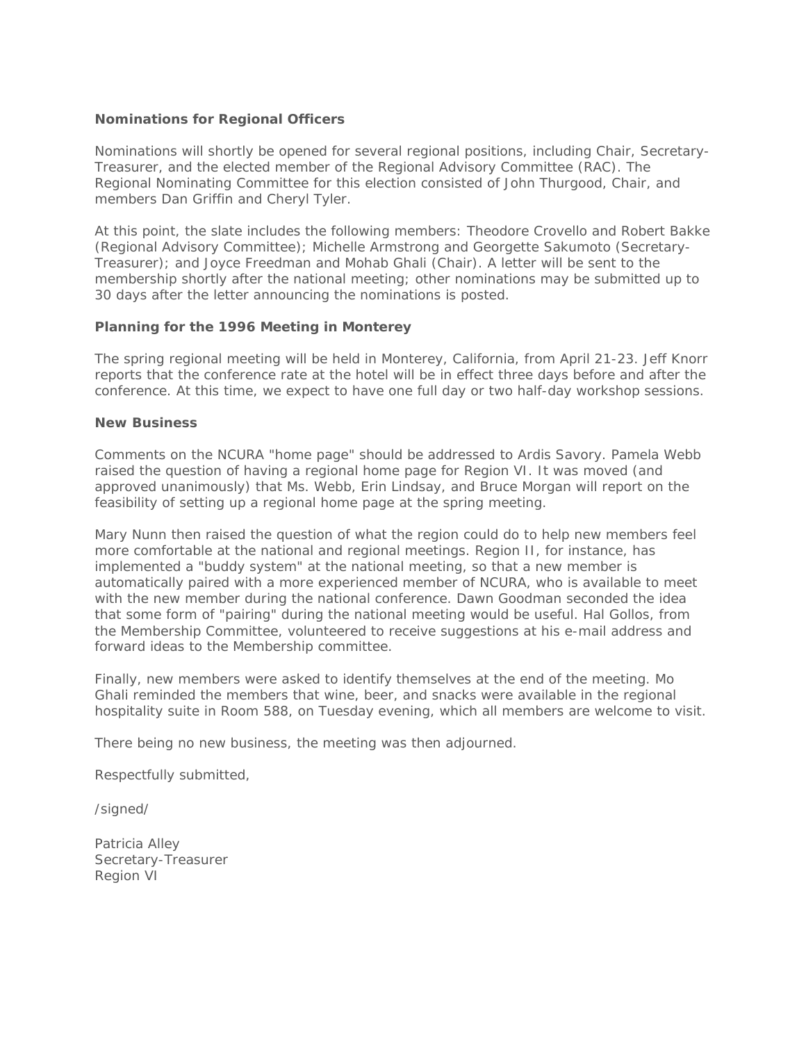**Nominations for Regional Officers**

Nominations will shortly be opened for several regional positions, including Chair, Secretary-Treasurer, and the elected member of the Regional Advisory Committee (RAC). The Regional Nominating Committee for this election consisted of John Thurgood, Chair, and members Dan Griffin and Cheryl Tyler.

At this point, the slate includes the following members: Theodore Crovello and Robert Bakke (Regional Advisory Committee); Michelle Armstrong and Georgette Sakumoto (Secretary-Treasurer); and Joyce Freedman and Mohab Ghali (Chair). A letter will be sent to the membership shortly after the national meeting; other nominations may be submitted up to 30 days after the letter announcing the nominations is posted.

**Planning for the 1996 Meeting in Monterey**

The spring regional meeting will be held in Monterey, California, from April 21-23. Jeff Knorr reports that the conference rate at the hotel will be in effect three days before and after the conference. At this time, we expect to have one full day or two half-day workshop sessions.

**New Business**

Comments on the NCURA "home page" should be addressed to Ardis Savory. Pamela Webb raised the question of having a regional home page for Region VI. It was moved (and approved unanimously) that Ms. Webb, Erin Lindsay, and Bruce Morgan will report on the feasibility of setting up a regional home page at the spring meeting.

Mary Nunn then raised the question of what the region could do to help new members feel more comfortable at the national and regional meetings. Region II, for instance, has implemented a "buddy system" at the national meeting, so that a new member is automatically paired with a more experienced member of NCURA, who is available to meet with the new member during the national conference. Dawn Goodman seconded the idea that some form of "pairing" during the national meeting would be useful. Hal Gollos, from the Membership Committee, volunteered to receive suggestions at his e-mail address and forward ideas to the Membership committee.

Finally, new members were asked to identify themselves at the end of the meeting. Mo Ghali reminded the members that wine, beer, and snacks were available in the regional hospitality suite in Room 588, on Tuesday evening, which all members are welcome to visit.

There being no new business, the meeting was then adjourned.

Respectfully submitted,

/signed/

Patricia Alley
Secretary-Treasurer
Region VI